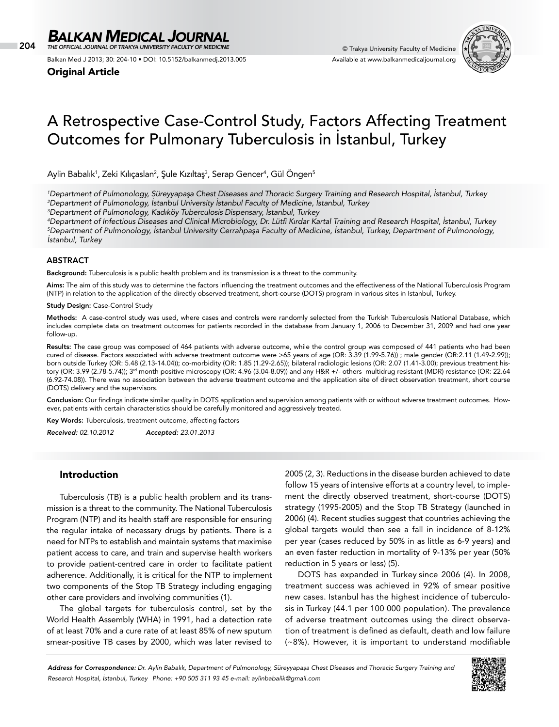Original Article

# A Retrospective Case-Control Study, Factors Affecting Treatment Outcomes for Pulmonary Tuberculosis in İstanbul, Turkey

Aylin Babalık[1], Zeki Kılıçaslan[2], Şule Kızıltaş[3], Serap Gencer[4], Gül Öngen[5]

[1]*Department of Pulmonology, Süreyyapaşa Chest Diseases and Thoracic Surgery Training and Research Hospital, İstanbul, Turkey*
[2]*Department of Pulmonology, İstanbul University İstanbul Faculty of Medicine, İstanbul, Turkey*
[3]*Department of Pulmonology, Kadıköy Tuberculosis Dispensary, İstanbul, Turkey*
[4]*Department of Infectious Diseases and Clinical Microbiology, Dr. Lütfi Kırdar Kartal Training and Research Hospital, İstanbul, Turkey*
[5]*Department of Pulmonology, İstanbul University Cerrahpaşa Faculty of Medicine, İstanbul, Turkey, Department of Pulmonology, İstanbul, Turkey*

## ABSTRACT

**Background:** Tuberculosis is a public health problem and its transmission is a threat to the community.

**Aims:** The aim of this study was to determine the factors influencing the treatment outcomes and the effectiveness of the National Tuberculosis Program (NTP) in relation to the application of the directly observed treatment, short-course (DOTS) program in various sites in Istanbul, Turkey.

**Study Design:** Case-Control Study

**Methods:** A case-control study was used, where cases and controls were randomly selected from the Turkish Tuberculosis National Database, which includes complete data on treatment outcomes for patients recorded in the database from January 1, 2006 to December 31, 2009 and had one year follow-up.

**Results:** The case group was composed of 464 patients with adverse outcome, while the control group was composed of 441 patients who had been cured of disease. Factors associated with adverse treatment outcome were >65 years of age (OR: 3.39 (1.99-5.76)) ; male gender (OR:2.11 (1.49-2.99)); born outside Turkey (OR: 5.48 (2.13-14.04)); co-morbidity (OR: 1.85 (1.29-2.65)); bilateral radiologic lesions (OR: 2.07 (1.41-3.00); previous treatment history (OR: 3.99 (2.78-5.74)); 3rd month positive microscopy (OR: 4.96 (3.04-8.09)) and any H&R +/- others multidrug resistant (MDR) resistance (OR: 22.64 (6.92-74.08)). There was no association between the adverse treatment outcome and the application site of direct observation treatment, short course (DOTS) delivery and the supervisors.

**Conclusion:** Our findings indicate similar quality in DOTS application and supervision among patients with or without adverse treatment outcomes. However, patients with certain characteristics should be carefully monitored and aggressively treated.

**Key Words:** Tuberculosis, treatment outcome, affecting factors

*Received: 02.10.2012* *Accepted: 23.01.2013*

## Introduction

Tuberculosis (TB) is a public health problem and its transmission is a threat to the community. The National Tuberculosis Program (NTP) and its health staff are responsible for ensuring the regular intake of necessary drugs by patients. There is a need for NTPs to establish and maintain systems that maximise patient access to care, and train and supervise health workers to provide patient-centred care in order to facilitate patient adherence. Additionally, it is critical for the NTP to implement two components of the Stop TB Strategy including engaging other care providers and involving communities (1).

The global targets for tuberculosis control, set by the World Health Assembly (WHA) in 1991, had a detection rate of at least 70% and a cure rate of at least 85% of new sputum smear-positive TB cases by 2000, which was later revised to 2005 (2, 3). Reductions in the disease burden achieved to date follow 15 years of intensive efforts at a country level, to implement the directly observed treatment, short-course (DOTS) strategy (1995-2005) and the Stop TB Strategy (launched in 2006) (4). Recent studies suggest that countries achieving the global targets would then see a fall in incidence of 8-12% per year (cases reduced by 50% in as little as 6-9 years) and an even faster reduction in mortality of 9-13% per year (50% reduction in 5 years or less) (5).

DOTS has expanded in Turkey since 2006 (4). In 2008, treatment success was achieved in 92% of smear positive new cases. Istanbul has the highest incidence of tuberculosis in Turkey (44.1 per 100 000 population). The prevalence of adverse treatment outcomes using the direct observation of treatment is defined as default, death and low failure (~8%). However, it is important to understand modifiable

*Address for Correspondence: Dr. Aylin Babalık, Department of Pulmonology, Süreyyapaşa Chest Diseases and Thoracic Surgery Training and Research Hospital, İstanbul, Turkey Phone: +90 505 311 93 45 e-mail: aylinbabalik@gmail.com*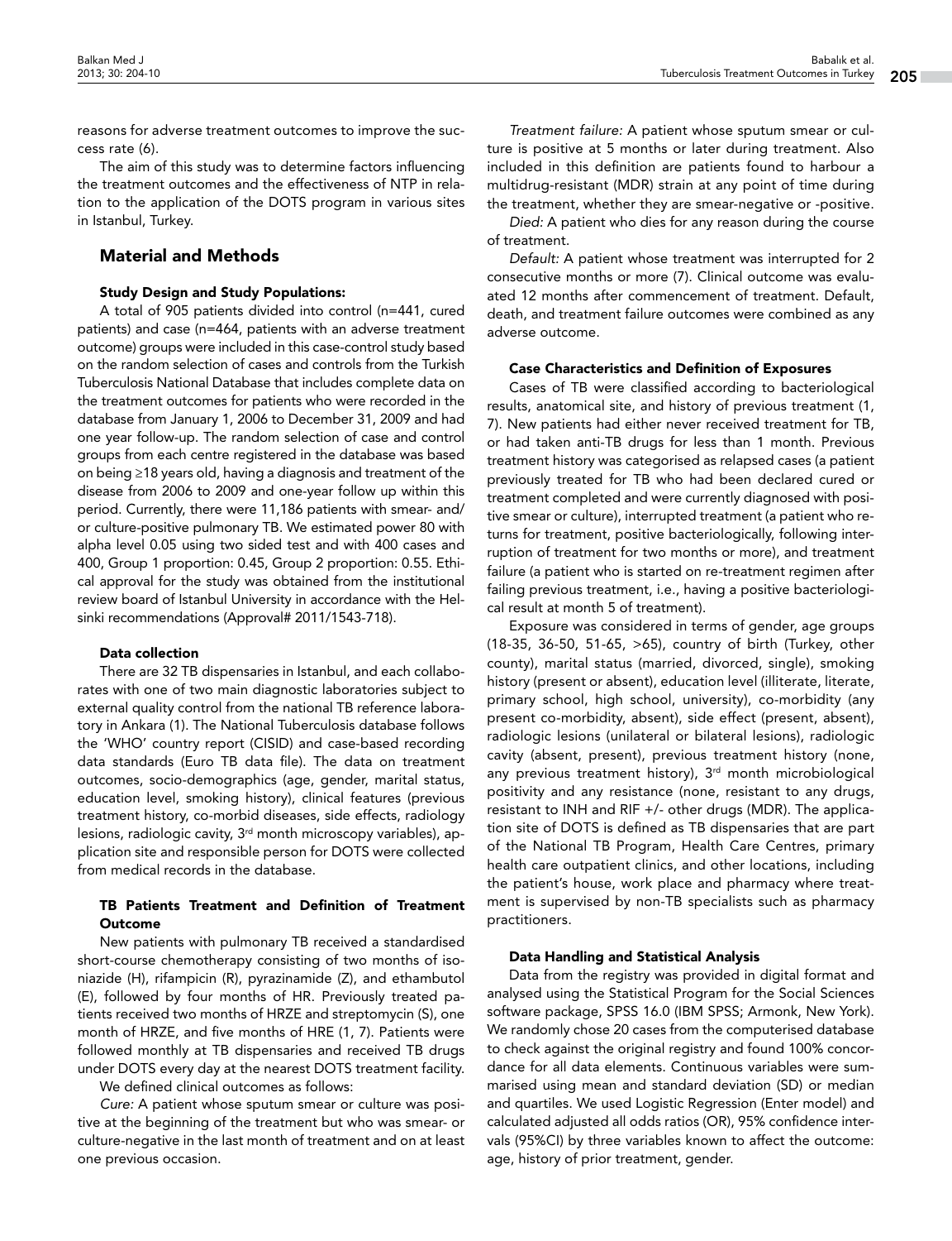reasons for adverse treatment outcomes to improve the success rate (6).

The aim of this study was to determine factors influencing the treatment outcomes and the effectiveness of NTP in relation to the application of the DOTS program in various sites in Istanbul, Turkey.

## Material and Methods

### Study Design and Study Populations:

A total of 905 patients divided into control (n=441, cured patients) and case (n=464, patients with an adverse treatment outcome) groups were included in this case-control study based on the random selection of cases and controls from the Turkish Tuberculosis National Database that includes complete data on the treatment outcomes for patients who were recorded in the database from January 1, 2006 to December 31, 2009 and had one year follow-up. The random selection of case and control groups from each centre registered in the database was based on being ≥18 years old, having a diagnosis and treatment of the disease from 2006 to 2009 and one-year follow up within this period. Currently, there were 11,186 patients with smear- and/or culture-positive pulmonary TB. We estimated power 80 with alpha level 0.05 using two sided test and with 400 cases and 400, Group 1 proportion: 0.45, Group 2 proportion: 0.55. Ethical approval for the study was obtained from the institutional review board of Istanbul University in accordance with the Helsinki recommendations (Approval# 2011/1543-718).

### Data collection

There are 32 TB dispensaries in Istanbul, and each collaborates with one of two main diagnostic laboratories subject to external quality control from the national TB reference laboratory in Ankara (1). The National Tuberculosis database follows the 'WHO' country report (CISID) and case-based recording data standards (Euro TB data file). The data on treatment outcomes, socio-demographics (age, gender, marital status, education level, smoking history), clinical features (previous treatment history, co-morbid diseases, side effects, radiology lesions, radiologic cavity, 3rd month microscopy variables), application site and responsible person for DOTS were collected from medical records in the database.

### TB Patients Treatment and Definition of Treatment Outcome

New patients with pulmonary TB received a standardised short-course chemotherapy consisting of two months of isoniazide (H), rifampicin (R), pyrazinamide (Z), and ethambutol (E), followed by four months of HR. Previously treated patients received two months of HRZE and streptomycin (S), one month of HRZE, and five months of HRE (1, 7). Patients were followed monthly at TB dispensaries and received TB drugs under DOTS every day at the nearest DOTS treatment facility.

We defined clinical outcomes as follows:

*Cure:* A patient whose sputum smear or culture was positive at the beginning of the treatment but who was smear- or culture-negative in the last month of treatment and on at least one previous occasion.

*Treatment failure:* A patient whose sputum smear or culture is positive at 5 months or later during treatment. Also included in this definition are patients found to harbour a multidrug-resistant (MDR) strain at any point of time during the treatment, whether they are smear-negative or -positive.

*Died:* A patient who dies for any reason during the course of treatment.

*Default:* A patient whose treatment was interrupted for 2 consecutive months or more (7). Clinical outcome was evaluated 12 months after commencement of treatment. Default, death, and treatment failure outcomes were combined as any adverse outcome.

### Case Characteristics and Definition of Exposures

Cases of TB were classified according to bacteriological results, anatomical site, and history of previous treatment (1, 7). New patients had either never received treatment for TB, or had taken anti-TB drugs for less than 1 month. Previous treatment history was categorised as relapsed cases (a patient previously treated for TB who had been declared cured or treatment completed and were currently diagnosed with positive smear or culture), interrupted treatment (a patient who returns for treatment, positive bacteriologically, following interruption of treatment for two months or more), and treatment failure (a patient who is started on re-treatment regimen after failing previous treatment, i.e., having a positive bacteriological result at month 5 of treatment).

Exposure was considered in terms of gender, age groups (18-35, 36-50, 51-65, >65), country of birth (Turkey, other county), marital status (married, divorced, single), smoking history (present or absent), education level (illiterate, literate, primary school, high school, university), co-morbidity (any present co-morbidity, absent), side effect (present, absent), radiologic lesions (unilateral or bilateral lesions), radiologic cavity (absent, present), previous treatment history (none, any previous treatment history), 3rd month microbiological positivity and any resistance (none, resistant to any drugs, resistant to INH and RIF +/- other drugs (MDR). The application site of DOTS is defined as TB dispensaries that are part of the National TB Program, Health Care Centres, primary health care outpatient clinics, and other locations, including the patient's house, work place and pharmacy where treatment is supervised by non-TB specialists such as pharmacy practitioners.

### Data Handling and Statistical Analysis

Data from the registry was provided in digital format and analysed using the Statistical Program for the Social Sciences software package, SPSS 16.0 (IBM SPSS; Armonk, New York). We randomly chose 20 cases from the computerised database to check against the original registry and found 100% concordance for all data elements. Continuous variables were summarised using mean and standard deviation (SD) or median and quartiles. We used Logistic Regression (Enter model) and calculated adjusted all odds ratios (OR), 95% confidence intervals (95%CI) by three variables known to affect the outcome: age, history of prior treatment, gender.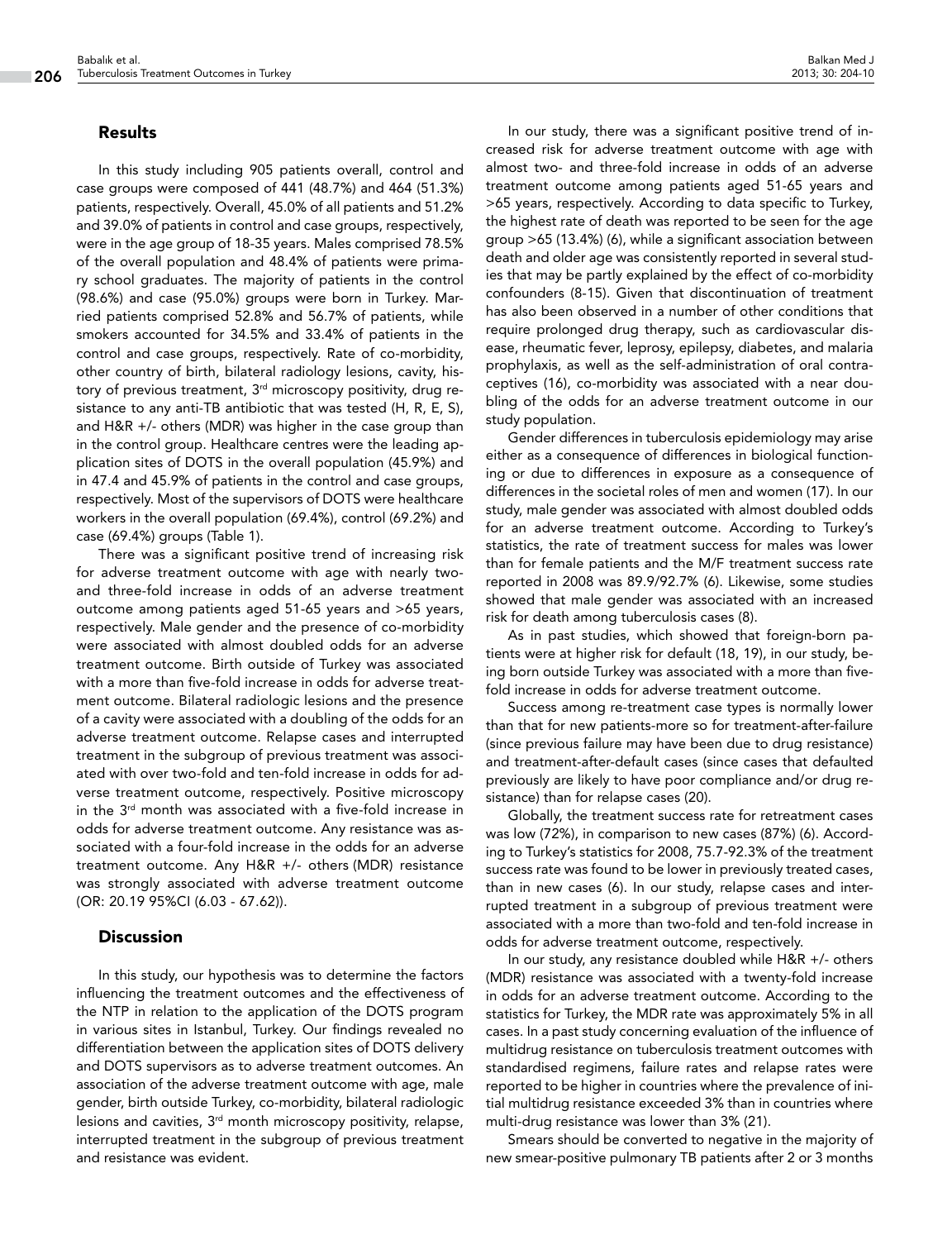## Results

In this study including 905 patients overall, control and case groups were composed of 441 (48.7%) and 464 (51.3%) patients, respectively. Overall, 45.0% of all patients and 51.2% and 39.0% of patients in control and case groups, respectively, were in the age group of 18-35 years. Males comprised 78.5% of the overall population and 48.4% of patients were primary school graduates. The majority of patients in the control (98.6%) and case (95.0%) groups were born in Turkey. Married patients comprised 52.8% and 56.7% of patients, while smokers accounted for 34.5% and 33.4% of patients in the control and case groups, respectively. Rate of co-morbidity, other country of birth, bilateral radiology lesions, cavity, history of previous treatment, 3rd microscopy positivity, drug resistance to any anti-TB antibiotic that was tested (H, R, E, S), and H&R +/- others (MDR) was higher in the case group than in the control group. Healthcare centres were the leading application sites of DOTS in the overall population (45.9%) and in 47.4 and 45.9% of patients in the control and case groups, respectively. Most of the supervisors of DOTS were healthcare workers in the overall population (69.4%), control (69.2%) and case (69.4%) groups (Table 1).

There was a significant positive trend of increasing risk for adverse treatment outcome with age with nearly two- and three-fold increase in odds of an adverse treatment outcome among patients aged 51-65 years and >65 years, respectively. Male gender and the presence of co-morbidity were associated with almost doubled odds for an adverse treatment outcome. Birth outside of Turkey was associated with a more than five-fold increase in odds for adverse treatment outcome. Bilateral radiologic lesions and the presence of a cavity were associated with a doubling of the odds for an adverse treatment outcome. Relapse cases and interrupted treatment in the subgroup of previous treatment was associated with over two-fold and ten-fold increase in odds for adverse treatment outcome, respectively. Positive microscopy in the 3rd month was associated with a five-fold increase in odds for adverse treatment outcome. Any resistance was associated with a four-fold increase in the odds for an adverse treatment outcome. Any H&R +/- others (MDR) resistance was strongly associated with adverse treatment outcome (OR: 20.19 95%CI (6.03 - 67.62)).

## Discussion

In this study, our hypothesis was to determine the factors influencing the treatment outcomes and the effectiveness of the NTP in relation to the application of the DOTS program in various sites in Istanbul, Turkey. Our findings revealed no differentiation between the application sites of DOTS delivery and DOTS supervisors as to adverse treatment outcomes. An association of the adverse treatment outcome with age, male gender, birth outside Turkey, co-morbidity, bilateral radiologic lesions and cavities, 3rd month microscopy positivity, relapse, interrupted treatment in the subgroup of previous treatment and resistance was evident.

In our study, there was a significant positive trend of increased risk for adverse treatment outcome with age with almost two- and three-fold increase in odds of an adverse treatment outcome among patients aged 51-65 years and >65 years, respectively. According to data specific to Turkey, the highest rate of death was reported to be seen for the age group >65 (13.4%) (6), while a significant association between death and older age was consistently reported in several studies that may be partly explained by the effect of co-morbidity confounders (8-15). Given that discontinuation of treatment has also been observed in a number of other conditions that require prolonged drug therapy, such as cardiovascular disease, rheumatic fever, leprosy, epilepsy, diabetes, and malaria prophylaxis, as well as the self-administration of oral contraceptives (16), co-morbidity was associated with a near doubling of the odds for an adverse treatment outcome in our study population.

Gender differences in tuberculosis epidemiology may arise either as a consequence of differences in biological functioning or due to differences in exposure as a consequence of differences in the societal roles of men and women (17). In our study, male gender was associated with almost doubled odds for an adverse treatment outcome. According to Turkey's statistics, the rate of treatment success for males was lower than for female patients and the M/F treatment success rate reported in 2008 was 89.9/92.7% (6). Likewise, some studies showed that male gender was associated with an increased risk for death among tuberculosis cases (8).

As in past studies, which showed that foreign-born patients were at higher risk for default (18, 19), in our study, being born outside Turkey was associated with a more than five-fold increase in odds for adverse treatment outcome.

Success among re-treatment case types is normally lower than that for new patients-more so for treatment-after-failure (since previous failure may have been due to drug resistance) and treatment-after-default cases (since cases that defaulted previously are likely to have poor compliance and/or drug resistance) than for relapse cases (20).

Globally, the treatment success rate for retreatment cases was low (72%), in comparison to new cases (87%) (6). According to Turkey's statistics for 2008, 75.7-92.3% of the treatment success rate was found to be lower in previously treated cases, than in new cases (6). In our study, relapse cases and interrupted treatment in a subgroup of previous treatment were associated with a more than two-fold and ten-fold increase in odds for adverse treatment outcome, respectively.

In our study, any resistance doubled while H&R +/- others (MDR) resistance was associated with a twenty-fold increase in odds for an adverse treatment outcome. According to the statistics for Turkey, the MDR rate was approximately 5% in all cases. In a past study concerning evaluation of the influence of multidrug resistance on tuberculosis treatment outcomes with standardised regimens, failure rates and relapse rates were reported to be higher in countries where the prevalence of initial multidrug resistance exceeded 3% than in countries where multi-drug resistance was lower than 3% (21).

Smears should be converted to negative in the majority of new smear-positive pulmonary TB patients after 2 or 3 months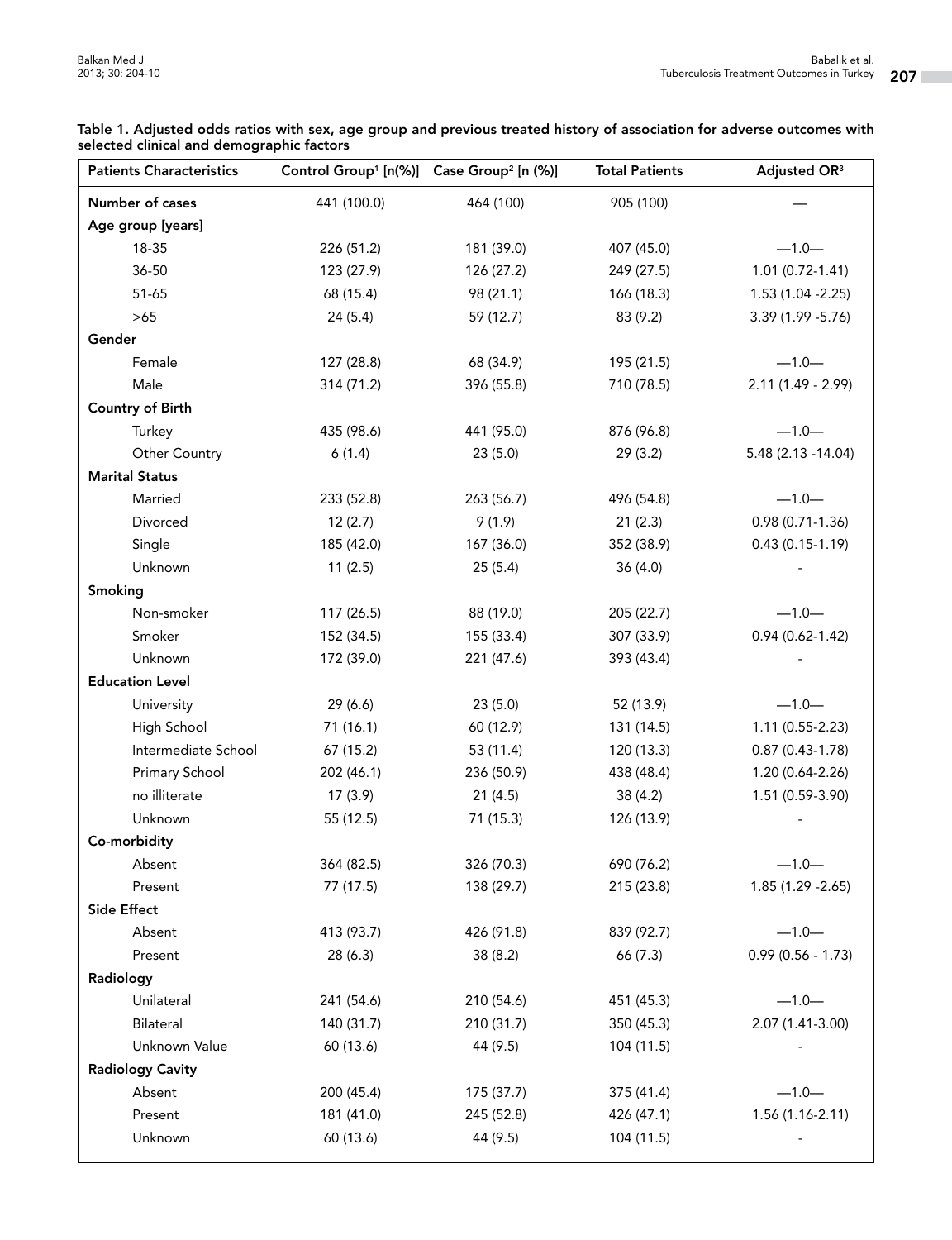**Table 1. Adjusted odds ratios with sex, age group and previous treated history of association for adverse outcomes with selected clinical and demographic factors**

| Patients Characteristics | Control Group[1] [n(%)] | Case Group[2] [n (%)] | Total Patients | Adjusted OR[3] |
|---|---|---|---|---|
| **Number of cases** | 441 (100.0) | 464 (100) | 905 (100) | — |
| **Age group [years]** | | | | |
| 18-35 | 226 (51.2) | 181 (39.0) | 407 (45.0) | —1.0— |
| 36-50 | 123 (27.9) | 126 (27.2) | 249 (27.5) | 1.01 (0.72-1.41) |
| 51-65 | 68 (15.4) | 98 (21.1) | 166 (18.3) | 1.53 (1.04 -2.25) |
| >65 | 24 (5.4) | 59 (12.7) | 83 (9.2) | 3.39 (1.99 -5.76) |
| **Gender** | | | | |
| Female | 127 (28.8) | 68 (34.9) | 195 (21.5) | —1.0— |
| Male | 314 (71.2) | 396 (55.8) | 710 (78.5) | 2.11 (1.49 - 2.99) |
| **Country of Birth** | | | | |
| Turkey | 435 (98.6) | 441 (95.0) | 876 (96.8) | —1.0— |
| Other Country | 6 (1.4) | 23 (5.0) | 29 (3.2) | 5.48 (2.13 -14.04) |
| **Marital Status** | | | | |
| Married | 233 (52.8) | 263 (56.7) | 496 (54.8) | —1.0— |
| Divorced | 12 (2.7) | 9 (1.9) | 21 (2.3) | 0.98 (0.71-1.36) |
| Single | 185 (42.0) | 167 (36.0) | 352 (38.9) | 0.43 (0.15-1.19) |
| Unknown | 11 (2.5) | 25 (5.4) | 36 (4.0) | - |
| **Smoking** | | | | |
| Non-smoker | 117 (26.5) | 88 (19.0) | 205 (22.7) | —1.0— |
| Smoker | 152 (34.5) | 155 (33.4) | 307 (33.9) | 0.94 (0.62-1.42) |
| Unknown | 172 (39.0) | 221 (47.6) | 393 (43.4) | - |
| **Education Level** | | | | |
| University | 29 (6.6) | 23 (5.0) | 52 (13.9) | —1.0— |
| High School | 71 (16.1) | 60 (12.9) | 131 (14.5) | 1.11 (0.55-2.23) |
| Intermediate School | 67 (15.2) | 53 (11.4) | 120 (13.3) | 0.87 (0.43-1.78) |
| Primary School | 202 (46.1) | 236 (50.9) | 438 (48.4) | 1.20 (0.64-2.26) |
| no illiterate | 17 (3.9) | 21 (4.5) | 38 (4.2) | 1.51 (0.59-3.90) |
| Unknown | 55 (12.5) | 71 (15.3) | 126 (13.9) | - |
| **Co-morbidity** | | | | |
| Absent | 364 (82.5) | 326 (70.3) | 690 (76.2) | —1.0— |
| Present | 77 (17.5) | 138 (29.7) | 215 (23.8) | 1.85 (1.29 -2.65) |
| **Side Effect** | | | | |
| Absent | 413 (93.7) | 426 (91.8) | 839 (92.7) | —1.0— |
| Present | 28 (6.3) | 38 (8.2) | 66 (7.3) | 0.99 (0.56 - 1.73) |
| **Radiology** | | | | |
| Unilateral | 241 (54.6) | 210 (54.6) | 451 (45.3) | —1.0— |
| Bilateral | 140 (31.7) | 210 (31.7) | 350 (45.3) | 2.07 (1.41-3.00) |
| Unknown Value | 60 (13.6) | 44 (9.5) | 104 (11.5) | - |
| **Radiology Cavity** | | | | |
| Absent | 200 (45.4) | 175 (37.7) | 375 (41.4) | —1.0— |
| Present | 181 (41.0) | 245 (52.8) | 426 (47.1) | 1.56 (1.16-2.11) |
| Unknown | 60 (13.6) | 44 (9.5) | 104 (11.5) | - |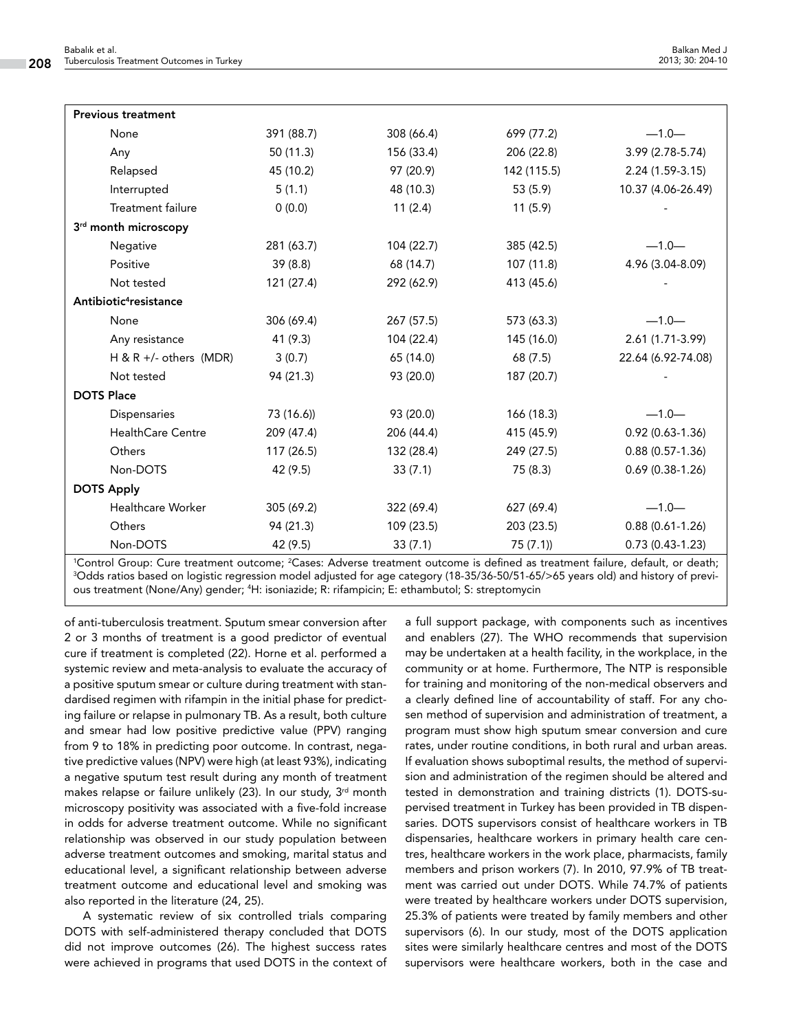| Previous treatment | | | | |
|---|---|---|---|---|
| None | 391 (88.7) | 308 (66.4) | 699 (77.2) | —1.0— |
| Any | 50 (11.3) | 156 (33.4) | 206 (22.8) | 3.99 (2.78-5.74) |
| Relapsed | 45 (10.2) | 97 (20.9) | 142 (115.5) | 2.24 (1.59-3.15) |
| Interrupted | 5 (1.1) | 48 (10.3) | 53 (5.9) | 10.37 (4.06-26.49) |
| Treatment failure | 0 (0.0) | 11 (2.4) | 11 (5.9) | - |
| **3rd month microscopy** | | | | |
| Negative | 281 (63.7) | 104 (22.7) | 385 (42.5) | —1.0— |
| Positive | 39 (8.8) | 68 (14.7) | 107 (11.8) | 4.96 (3.04-8.09) |
| Not tested | 121 (27.4) | 292 (62.9) | 413 (45.6) | - |
| **Antibiotic[4]resistance** | | | | |
| None | 306 (69.4) | 267 (57.5) | 573 (63.3) | —1.0— |
| Any resistance | 41 (9.3) | 104 (22.4) | 145 (16.0) | 2.61 (1.71-3.99) |
| H & R +/- others (MDR) | 3 (0.7) | 65 (14.0) | 68 (7.5) | 22.64 (6.92-74.08) |
| Not tested | 94 (21.3) | 93 (20.0) | 187 (20.7) | - |
| **DOTS Place** | | | | |
| Dispensaries | 73 (16.6)) | 93 (20.0) | 166 (18.3) | —1.0— |
| HealthCare Centre | 209 (47.4) | 206 (44.4) | 415 (45.9) | 0.92 (0.63-1.36) |
| Others | 117 (26.5) | 132 (28.4) | 249 (27.5) | 0.88 (0.57-1.36) |
| Non-DOTS | 42 (9.5) | 33 (7.1) | 75 (8.3) | 0.69 (0.38-1.26) |
| **DOTS Apply** | | | | |
| Healthcare Worker | 305 (69.2) | 322 (69.4) | 627 (69.4) | —1.0— |
| Others | 94 (21.3) | 109 (23.5) | 203 (23.5) | 0.88 (0.61-1.26) |
| Non-DOTS | 42 (9.5) | 33 (7.1) | 75 (7.1)) | 0.73 (0.43-1.23) |

[1]Control Group: Cure treatment outcome; [2]Cases: Adverse treatment outcome is defined as treatment failure, default, or death; [3]Odds ratios based on logistic regression model adjusted for age category (18-35/36-50/51-65/>65 years old) and history of previous treatment (None/Any) gender; [4]H: isoniazide; R: rifampicin; E: ethambutol; S: streptomycin

of anti-tuberculosis treatment. Sputum smear conversion after 2 or 3 months of treatment is a good predictor of eventual cure if treatment is completed (22). Horne et al. performed a systemic review and meta-analysis to evaluate the accuracy of a positive sputum smear or culture during treatment with standardised regimen with rifampin in the initial phase for predicting failure or relapse in pulmonary TB. As a result, both culture and smear had low positive predictive value (PPV) ranging from 9 to 18% in predicting poor outcome. In contrast, negative predictive values (NPV) were high (at least 93%), indicating a negative sputum test result during any month of treatment makes relapse or failure unlikely (23). In our study, 3rd month microscopy positivity was associated with a five-fold increase in odds for adverse treatment outcome. While no significant relationship was observed in our study population between adverse treatment outcomes and smoking, marital status and educational level, a significant relationship between adverse treatment outcome and educational level and smoking was also reported in the literature (24, 25).

A systematic review of six controlled trials comparing DOTS with self-administered therapy concluded that DOTS did not improve outcomes (26). The highest success rates were achieved in programs that used DOTS in the context of a full support package, with components such as incentives and enablers (27). The WHO recommends that supervision may be undertaken at a health facility, in the workplace, in the community or at home. Furthermore, The NTP is responsible for training and monitoring of the non-medical observers and a clearly defined line of accountability of staff. For any chosen method of supervision and administration of treatment, a program must show high sputum smear conversion and cure rates, under routine conditions, in both rural and urban areas. If evaluation shows suboptimal results, the method of supervision and administration of the regimen should be altered and tested in demonstration and training districts (1). DOTS-supervised treatment in Turkey has been provided in TB dispensaries. DOTS supervisors consist of healthcare workers in TB dispensaries, healthcare workers in primary health care centres, healthcare workers in the work place, pharmacists, family members and prison workers (7). In 2010, 97.9% of TB treatment was carried out under DOTS. While 74.7% of patients were treated by healthcare workers under DOTS supervision, 25.3% of patients were treated by family members and other supervisors (6). In our study, most of the DOTS application sites were similarly healthcare centres and most of the DOTS supervisors were healthcare workers, both in the case and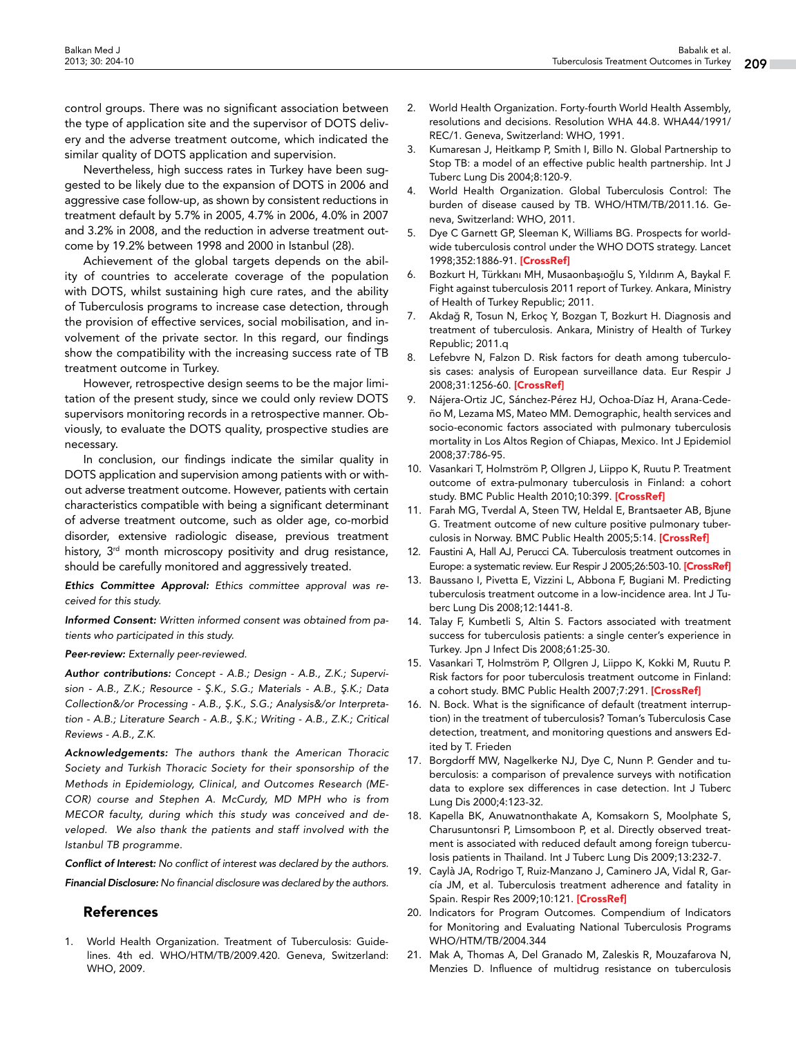control groups. There was no significant association between the type of application site and the supervisor of DOTS delivery and the adverse treatment outcome, which indicated the similar quality of DOTS application and supervision.

Nevertheless, high success rates in Turkey have been suggested to be likely due to the expansion of DOTS in 2006 and aggressive case follow-up, as shown by consistent reductions in treatment default by 5.7% in 2005, 4.7% in 2006, 4.0% in 2007 and 3.2% in 2008, and the reduction in adverse treatment outcome by 19.2% between 1998 and 2000 in Istanbul (28).

Achievement of the global targets depends on the ability of countries to accelerate coverage of the population with DOTS, whilst sustaining high cure rates, and the ability of Tuberculosis programs to increase case detection, through the provision of effective services, social mobilisation, and involvement of the private sector. In this regard, our findings show the compatibility with the increasing success rate of TB treatment outcome in Turkey.

However, retrospective design seems to be the major limitation of the present study, since we could only review DOTS supervisors monitoring records in a retrospective manner. Obviously, to evaluate the DOTS quality, prospective studies are necessary.

In conclusion, our findings indicate the similar quality in DOTS application and supervision among patients with or without adverse treatment outcome. However, patients with certain characteristics compatible with being a significant determinant of adverse treatment outcome, such as older age, co-morbid disorder, extensive radiologic disease, previous treatment history, 3rd month microscopy positivity and drug resistance, should be carefully monitored and aggressively treated.

***Ethics Committee Approval:*** *Ethics committee approval was received for this study.*

***Informed Consent:*** *Written informed consent was obtained from patients who participated in this study.*

***Peer-review:*** *Externally peer-reviewed.*

***Author contributions:*** *Concept - A.B.; Design - A.B., Z.K.; Supervision - A.B., Z.K.; Resource - Ş.K., S.G.; Materials - A.B., Ş.K.; Data Collection&/or Processing - A.B., Ş.K., S.G.; Analysis&/or Interpretation - A.B.; Literature Search - A.B., Ş.K.; Writing - A.B., Z.K.; Critical Reviews - A.B., Z.K.*

***Acknowledgements:*** *The authors thank the American Thoracic Society and Turkish Thoracic Society for their sponsorship of the Methods in Epidemiology, Clinical, and Outcomes Research (MECOR) course and Stephen A. McCurdy, MD MPH who is from MECOR faculty, during which this study was conceived and developed. We also thank the patients and staff involved with the Istanbul TB programme.*

***Conflict of Interest:*** *No conflict of interest was declared by the authors.*

***Financial Disclosure:*** *No financial disclosure was declared by the authors.*

## References

1. World Health Organization. Treatment of Tuberculosis: Guidelines. 4th ed. WHO/HTM/TB/2009.420. Geneva, Switzerland: WHO, 2009.
2. World Health Organization. Forty-fourth World Health Assembly, resolutions and decisions. Resolution WHA 44.8. WHA44/1991/REC/1. Geneva, Switzerland: WHO, 1991.
3. Kumaresan J, Heitkamp P, Smith I, Billo N. Global Partnership to Stop TB: a model of an effective public health partnership. Int J Tuberc Lung Dis 2004;8:120-9.
4. World Health Organization. Global Tuberculosis Control: The burden of disease caused by TB. WHO/HTM/TB/2011.16. Geneva, Switzerland: WHO, 2011.
5. Dye C Garnett GP, Sleeman K, Williams BG. Prospects for worldwide tuberculosis control under the WHO DOTS strategy. Lancet 1998;352:1886-91. [CrossRef]
6. Bozkurt H, Türkkanı MH, Musaonbaşıoğlu S, Yıldırım A, Baykal F. Fight against tuberculosis 2011 report of Turkey. Ankara, Ministry of Health of Turkey Republic; 2011.
7. Akdağ R, Tosun N, Erkoç Y, Bozgan T, Bozkurt H. Diagnosis and treatment of tuberculosis. Ankara, Ministry of Health of Turkey Republic; 2011.q
8. Lefebvre N, Falzon D. Risk factors for death among tuberculosis cases: analysis of European surveillance data. Eur Respir J 2008;31:1256-60. [CrossRef]
9. Nájera-Ortiz JC, Sánchez-Pérez HJ, Ochoa-Díaz H, Arana-Cedeño M, Lezama MS, Mateo MM. Demographic, health services and socio-economic factors associated with pulmonary tuberculosis mortality in Los Altos Region of Chiapas, Mexico. Int J Epidemiol 2008;37:786-95.
10. Vasankari T, Holmström P, Ollgren J, Liippo K, Ruutu P. Treatment outcome of extra-pulmonary tuberculosis in Finland: a cohort study. BMC Public Health 2010;10:399. [CrossRef]
11. Farah MG, Tverdal A, Steen TW, Heldal E, Brantsaeter AB, Bjune G. Treatment outcome of new culture positive pulmonary tuberculosis in Norway. BMC Public Health 2005;5:14. [CrossRef]
12. Faustini A, Hall AJ, Perucci CA. Tuberculosis treatment outcomes in Europe: a systematic review. Eur Respir J 2005;26:503-10. [CrossRef]
13. Baussano I, Pivetta E, Vizzini L, Abbona F, Bugiani M. Predicting tuberculosis treatment outcome in a low-incidence area. Int J Tuberc Lung Dis 2008;12:1441-8.
14. Talay F, Kumbetli S, Altin S. Factors associated with treatment success for tuberculosis patients: a single center's experience in Turkey. Jpn J Infect Dis 2008;61:25-30.
15. Vasankari T, Holmström P, Ollgren J, Liippo K, Kokki M, Ruutu P. Risk factors for poor tuberculosis treatment outcome in Finland: a cohort study. BMC Public Health 2007;7:291. [CrossRef]
16. N. Bock. What is the significance of default (treatment interruption) in the treatment of tuberculosis? Toman's Tuberculosis Case detection, treatment, and monitoring questions and answers Edited by T. Frieden
17. Borgdorff MW, Nagelkerke NJ, Dye C, Nunn P. Gender and tuberculosis: a comparison of prevalence surveys with notification data to explore sex differences in case detection. Int J Tuberc Lung Dis 2000;4:123-32.
18. Kapella BK, Anuwatnonthakate A, Komsakorn S, Moolphate S, Charusuntonsri P, Limsomboon P, et al. Directly observed treatment is associated with reduced default among foreign tuberculosis patients in Thailand. Int J Tuberc Lung Dis 2009;13:232-7.
19. Caylà JA, Rodrigo T, Ruiz-Manzano J, Caminero JA, Vidal R, García JM, et al. Tuberculosis treatment adherence and fatality in Spain. Respir Res 2009;10:121. [CrossRef]
20. Indicators for Program Outcomes. Compendium of Indicators for Monitoring and Evaluating National Tuberculosis Programs WHO/HTM/TB/2004.344
21. Mak A, Thomas A, Del Granado M, Zaleskis R, Mouzafarova N, Menzies D. Influence of multidrug resistance on tuberculosis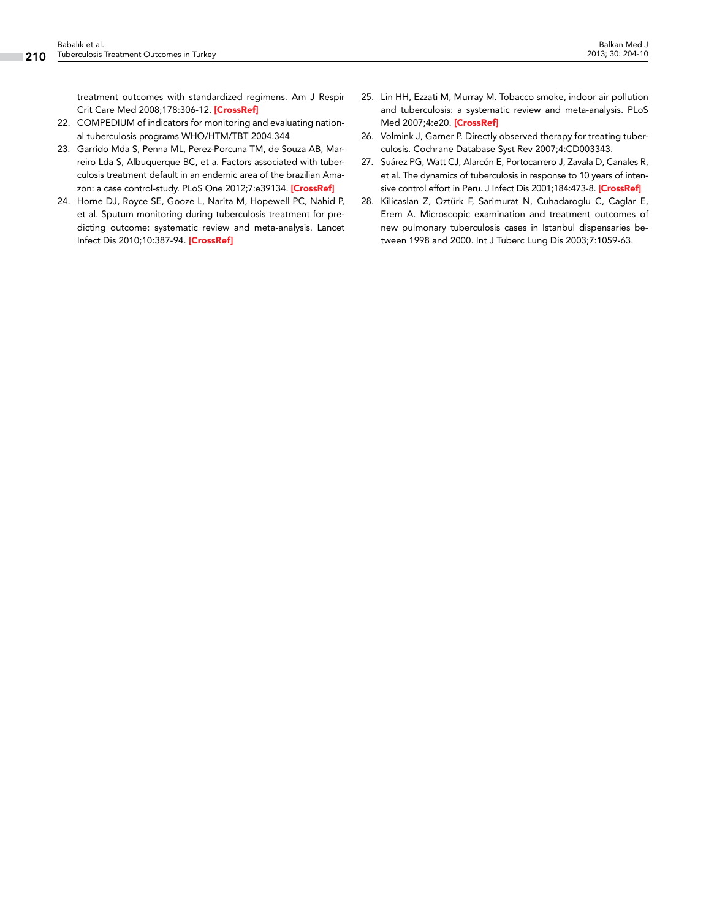treatment outcomes with standardized regimens. Am J Respir Crit Care Med 2008;178:306-12. [CrossRef]

22. COMPEDIUM of indicators for monitoring and evaluating national tuberculosis programs WHO/HTM/TBT 2004.344
23. Garrido Mda S, Penna ML, Perez-Porcuna TM, de Souza AB, Marreiro Lda S, Albuquerque BC, et a. Factors associated with tuberculosis treatment default in an endemic area of the brazilian Amazon: a case control-study. PLoS One 2012;7:e39134. [CrossRef]
24. Horne DJ, Royce SE, Gooze L, Narita M, Hopewell PC, Nahid P, et al. Sputum monitoring during tuberculosis treatment for predicting outcome: systematic review and meta-analysis. Lancet Infect Dis 2010;10:387-94. [CrossRef]
25. Lin HH, Ezzati M, Murray M. Tobacco smoke, indoor air pollution and tuberculosis: a systematic review and meta-analysis. PLoS Med 2007;4:e20. [CrossRef]
26. Volmink J, Garner P. Directly observed therapy for treating tuberculosis. Cochrane Database Syst Rev 2007;4:CD003343.
27. Suárez PG, Watt CJ, Alarcón E, Portocarrero J, Zavala D, Canales R, et al. The dynamics of tuberculosis in response to 10 years of intensive control effort in Peru. J Infect Dis 2001;184:473-8. [CrossRef]
28. Kilicaslan Z, Oztürk F, Sarimurat N, Cuhadaroglu C, Caglar E, Erem A. Microscopic examination and treatment outcomes of new pulmonary tuberculosis cases in Istanbul dispensaries between 1998 and 2000. Int J Tuberc Lung Dis 2003;7:1059-63.